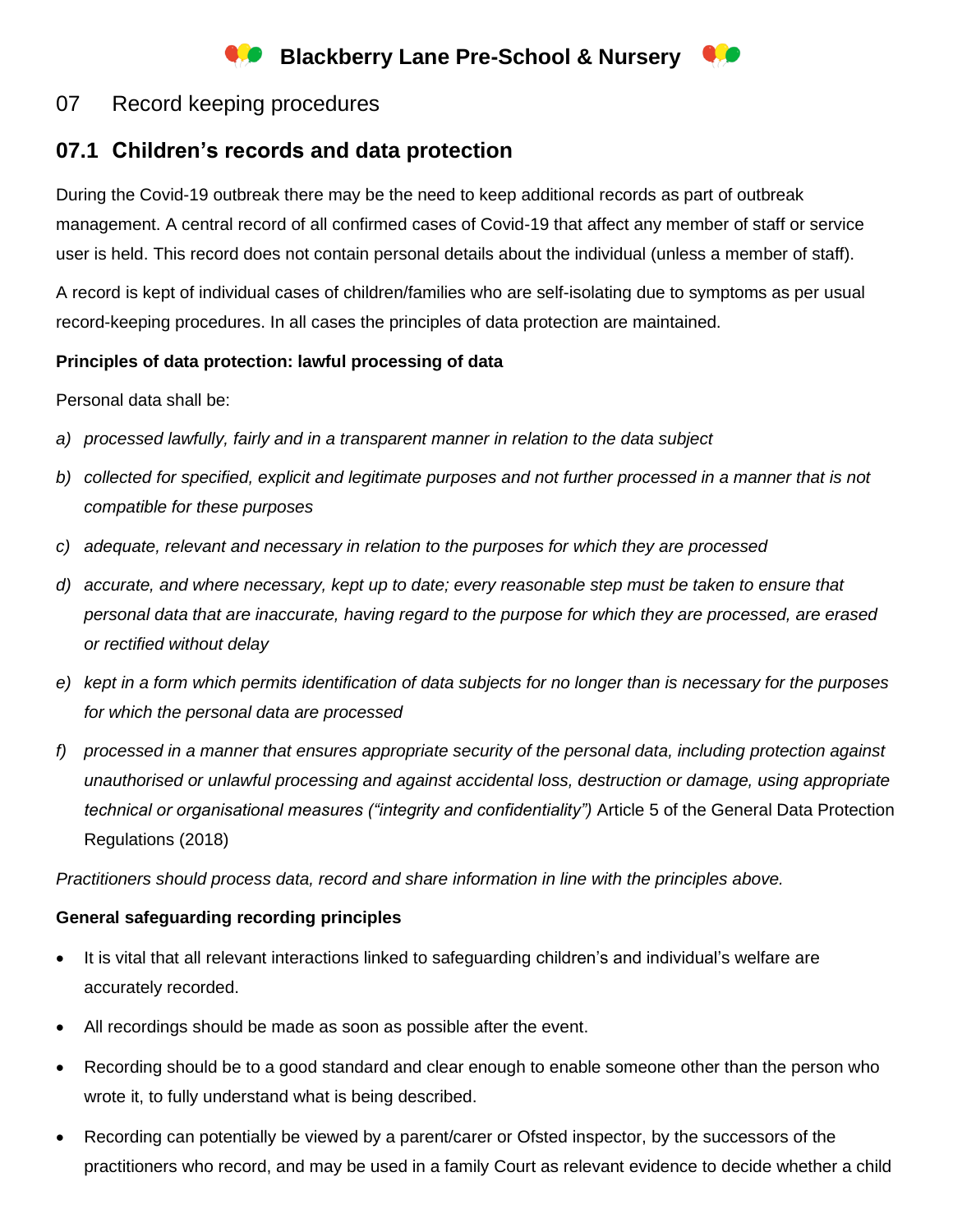# Blackberry Lane Pre-School & Nursery

## 07 Record keeping procedures

### 07.1 Children's records and data protection

During the Covid-19 outbreak there may be the need to keep additional records as part of outbreak management. A central record of all confirmed cases of Covid-19 that affect any member of staff or service user is held. This record does not contain personal details about the individual (unless a member of staff).

A record is kept of individual cases of children/families who are self-isolating due to symptoms as per usual record-keeping procedures. In all cases the principles of data protection are maintained.

**Principles of data protection: lawful processing of data**

Personal data shall be:

a) *processed lawfully, fairly and in a transparent manner in relation to the data subject*

b) *collected for specified, explicit and legitimate purposes and not further processed in a manner that is not compatible for these purposes*

c) *adequate, relevant and necessary in relation to the purposes for which they are processed*

d) *accurate, and where necessary, kept up to date; every reasonable step must be taken to ensure that personal data that are inaccurate, having regard to the purpose for which they are processed, are erased or rectified without delay*

e) *kept in a form which permits identification of data subjects for no longer than is necessary for the purposes for which the personal data are processed*

f) *processed in a manner that ensures appropriate security of the personal data, including protection against unauthorised or unlawful processing and against accidental loss, destruction or damage, using appropriate technical or organisational measures ("integrity and confidentiality")* Article 5 of the General Data Protection Regulations (2018)

*Practitioners should process data, record and share information in line with the principles above.*

**General safeguarding recording principles**

- It is vital that all relevant interactions linked to safeguarding children's and individual's welfare are accurately recorded.
- All recordings should be made as soon as possible after the event.
- Recording should be to a good standard and clear enough to enable someone other than the person who wrote it, to fully understand what is being described.
- Recording can potentially be viewed by a parent/carer or Ofsted inspector, by the successors of the practitioners who record, and may be used in a family Court as relevant evidence to decide whether a child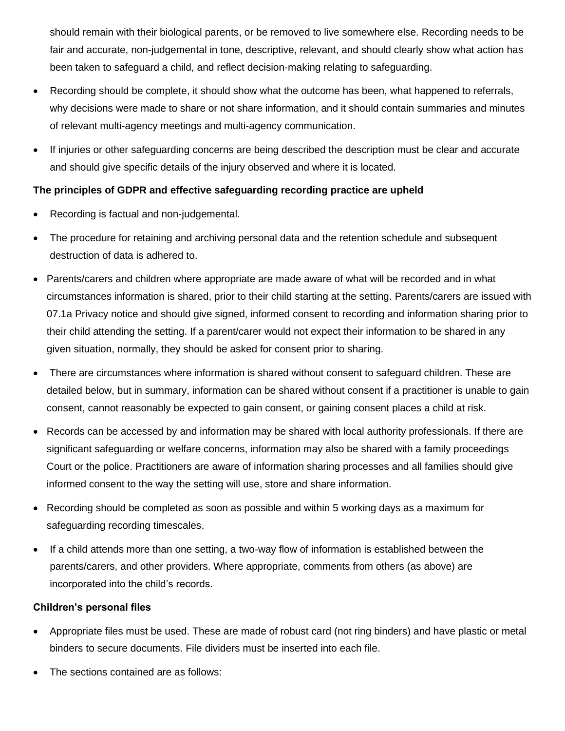should remain with their biological parents, or be removed to live somewhere else. Recording needs to be fair and accurate, non-judgemental in tone, descriptive, relevant, and should clearly show what action has been taken to safeguard a child, and reflect decision-making relating to safeguarding.

- Recording should be complete, it should show what the outcome has been, what happened to referrals, why decisions were made to share or not share information, and it should contain summaries and minutes of relevant multi-agency meetings and multi-agency communication.
- If injuries or other safeguarding concerns are being described the description must be clear and accurate and should give specific details of the injury observed and where it is located.

**The principles of GDPR and effective safeguarding recording practice are upheld**

- Recording is factual and non-judgemental.
- The procedure for retaining and archiving personal data and the retention schedule and subsequent destruction of data is adhered to.
- Parents/carers and children where appropriate are made aware of what will be recorded and in what circumstances information is shared, prior to their child starting at the setting. Parents/carers are issued with 07.1a Privacy notice and should give signed, informed consent to recording and information sharing prior to their child attending the setting. If a parent/carer would not expect their information to be shared in any given situation, normally, they should be asked for consent prior to sharing.
- There are circumstances where information is shared without consent to safeguard children. These are detailed below, but in summary, information can be shared without consent if a practitioner is unable to gain consent, cannot reasonably be expected to gain consent, or gaining consent places a child at risk.
- Records can be accessed by and information may be shared with local authority professionals. If there are significant safeguarding or welfare concerns, information may also be shared with a family proceedings Court or the police. Practitioners are aware of information sharing processes and all families should give informed consent to the way the setting will use, store and share information.
- Recording should be completed as soon as possible and within 5 working days as a maximum for safeguarding recording timescales.
- If a child attends more than one setting, a two-way flow of information is established between the parents/carers, and other providers. Where appropriate, comments from others (as above) are incorporated into the child's records.

**Children's personal files**

- Appropriate files must be used. These are made of robust card (not ring binders) and have plastic or metal binders to secure documents. File dividers must be inserted into each file.
- The sections contained are as follows: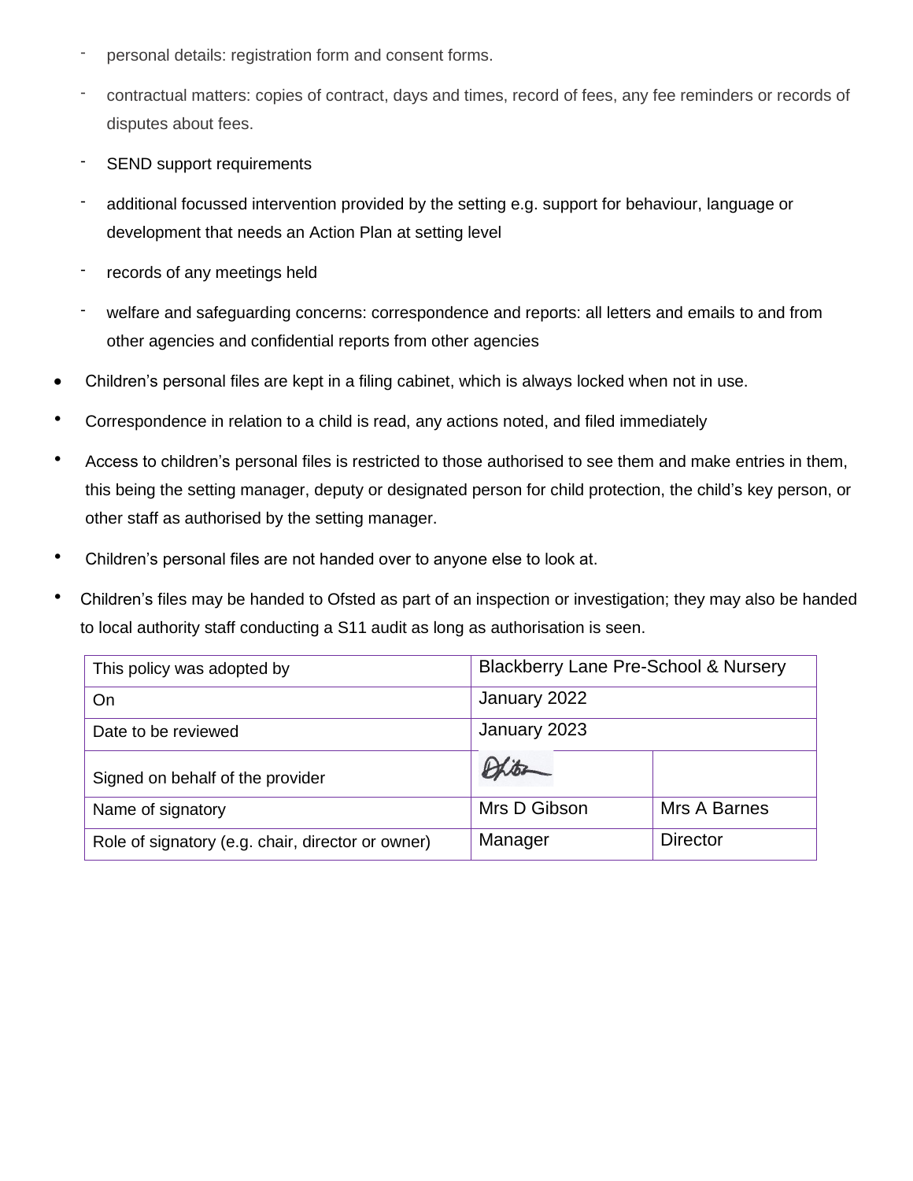- personal details: registration form and consent forms.
  - contractual matters: copies of contract, days and times, record of fees, any fee reminders or records of disputes about fees.
  - SEND support requirements
  - additional focussed intervention provided by the setting e.g. support for behaviour, language or development that needs an Action Plan at setting level
  - records of any meetings held
  - welfare and safeguarding concerns: correspondence and reports: all letters and emails to and from other agencies and confidential reports from other agencies

- Children's personal files are kept in a filing cabinet, which is always locked when not in use.
- Correspondence in relation to a child is read, any actions noted, and filed immediately
- Access to children's personal files is restricted to those authorised to see them and make entries in them, this being the setting manager, deputy or designated person for child protection, the child's key person, or other staff as authorised by the setting manager.
- Children's personal files are not handed over to anyone else to look at.
- Children's files may be handed to Ofsted as part of an inspection or investigation; they may also be handed to local authority staff conducting a S11 audit as long as authorisation is seen.

| | | |
|---|---|---|
| This policy was adopted by | Blackberry Lane Pre-School & Nursery | |
| On | January 2022 | |
| Date to be reviewed | January 2023 | |
| Signed on behalf of the provider | [signature] | |
| Name of signatory | Mrs D Gibson | Mrs A Barnes |
| Role of signatory (e.g. chair, director or owner) | Manager | Director |